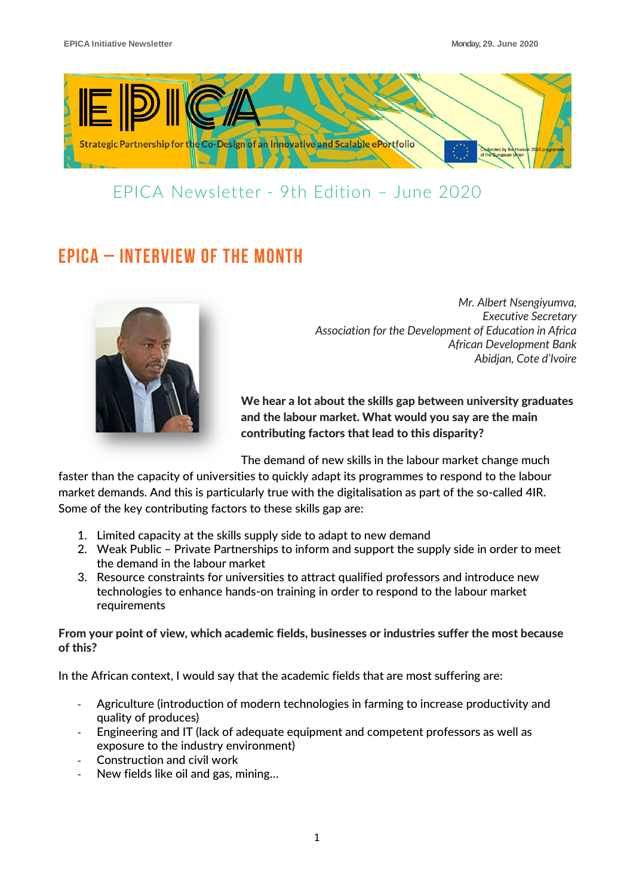EPICA

Strategic Partnership for the Co-Design of an Innovative and Scalable ePortfolio

Co-funded by the Horizon 2020 programme of the European Union

# EPICA Newsletter - 9th Edition – June 2020

## EPICA – INTERVIEW OF THE MONTH

*Mr. Albert Nsengiyumva,*
*Executive Secretary*
*Association for the Development of Education in Africa*
*African Development Bank*
*Abidjan, Cote d'Ivoire*

**We hear a lot about the skills gap between university graduates and the labour market. What would you say are the main contributing factors that lead to this disparity?**

The demand of new skills in the labour market change much faster than the capacity of universities to quickly adapt its programmes to respond to the labour market demands. And this is particularly true with the digitalisation as part of the so-called 4IR. Some of the key contributing factors to these skills gap are:

1. Limited capacity at the skills supply side to adapt to new demand
2. Weak Public – Private Partnerships to inform and support the supply side in order to meet the demand in the labour market
3. Resource constraints for universities to attract qualified professors and introduce new technologies to enhance hands-on training in order to respond to the labour market requirements

**From your point of view, which academic fields, businesses or industries suffer the most because of this?**

In the African context, I would say that the academic fields that are most suffering are:

- Agriculture (introduction of modern technologies in farming to increase productivity and quality of produces)
- Engineering and IT (lack of adequate equipment and competent professors as well as exposure to the industry environment)
- Construction and civil work
- New fields like oil and gas, mining…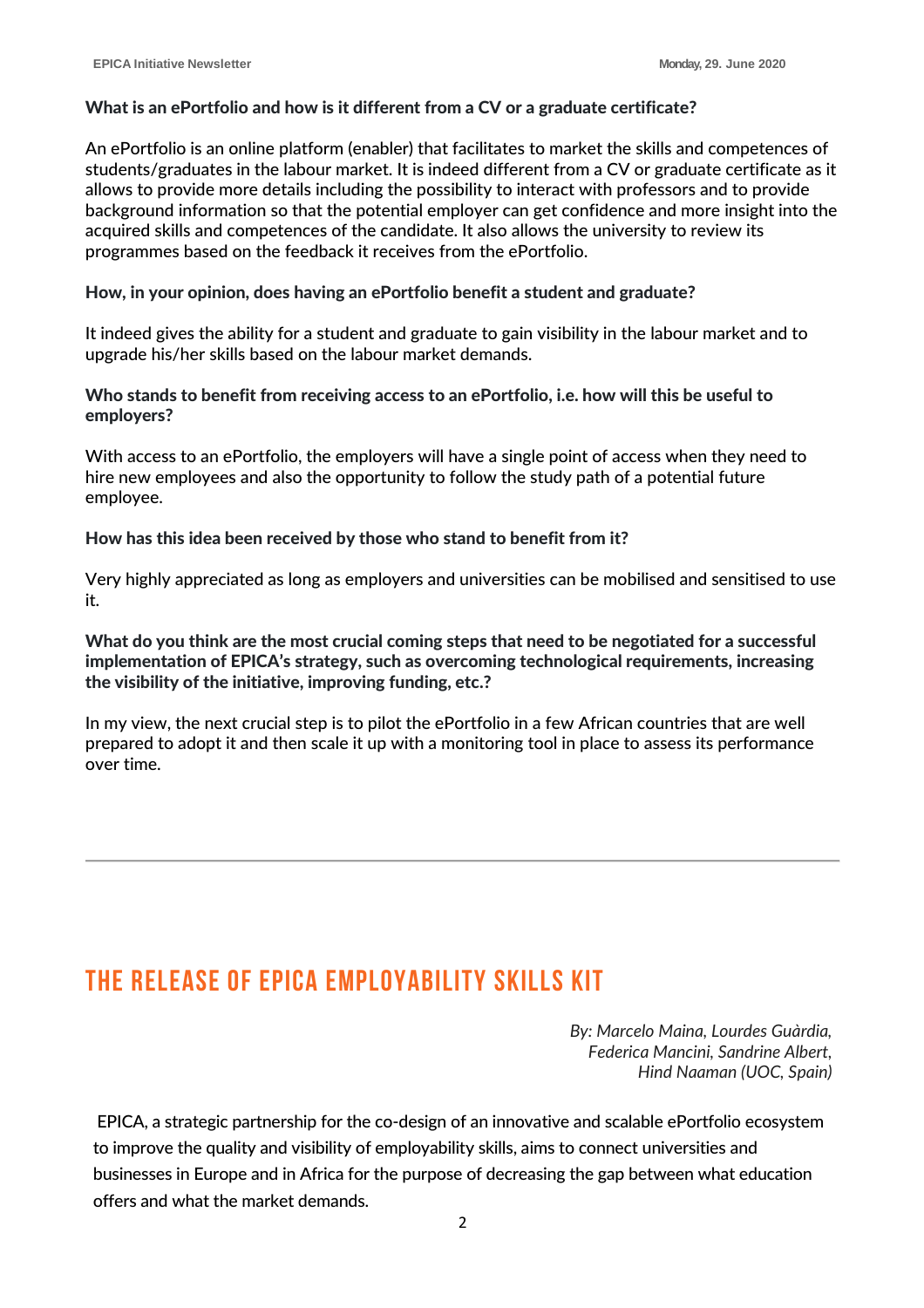**What is an ePortfolio and how is it different from a CV or a graduate certificate?**

An ePortfolio is an online platform (enabler) that facilitates to market the skills and competences of students/graduates in the labour market. It is indeed different from a CV or graduate certificate as it allows to provide more details including the possibility to interact with professors and to provide background information so that the potential employer can get confidence and more insight into the acquired skills and competences of the candidate. It also allows the university to review its programmes based on the feedback it receives from the ePortfolio.

**How, in your opinion, does having an ePortfolio benefit a student and graduate?**

It indeed gives the ability for a student and graduate to gain visibility in the labour market and to upgrade his/her skills based on the labour market demands.

**Who stands to benefit from receiving access to an ePortfolio, i.e. how will this be useful to employers?**

With access to an ePortfolio, the employers will have a single point of access when they need to hire new employees and also the opportunity to follow the study path of a potential future employee.

**How has this idea been received by those who stand to benefit from it?**

Very highly appreciated as long as employers and universities can be mobilised and sensitised to use it.

**What do you think are the most crucial coming steps that need to be negotiated for a successful implementation of EPICA's strategy, such as overcoming technological requirements, increasing the visibility of the initiative, improving funding, etc.?**

In my view, the next crucial step is to pilot the ePortfolio in a few African countries that are well prepared to adopt it and then scale it up with a monitoring tool in place to assess its performance over time.

---

## THE RELEASE OF EPICA EMPLOYABILITY SKILLS KIT

*By: Marcelo Maina, Lourdes Guàrdia, Federica Mancini, Sandrine Albert, Hind Naaman (UOC, Spain)*

EPICA, a strategic partnership for the co-design of an innovative and scalable ePortfolio ecosystem to improve the quality and visibility of employability skills, aims to connect universities and businesses in Europe and in Africa for the purpose of decreasing the gap between what education offers and what the market demands.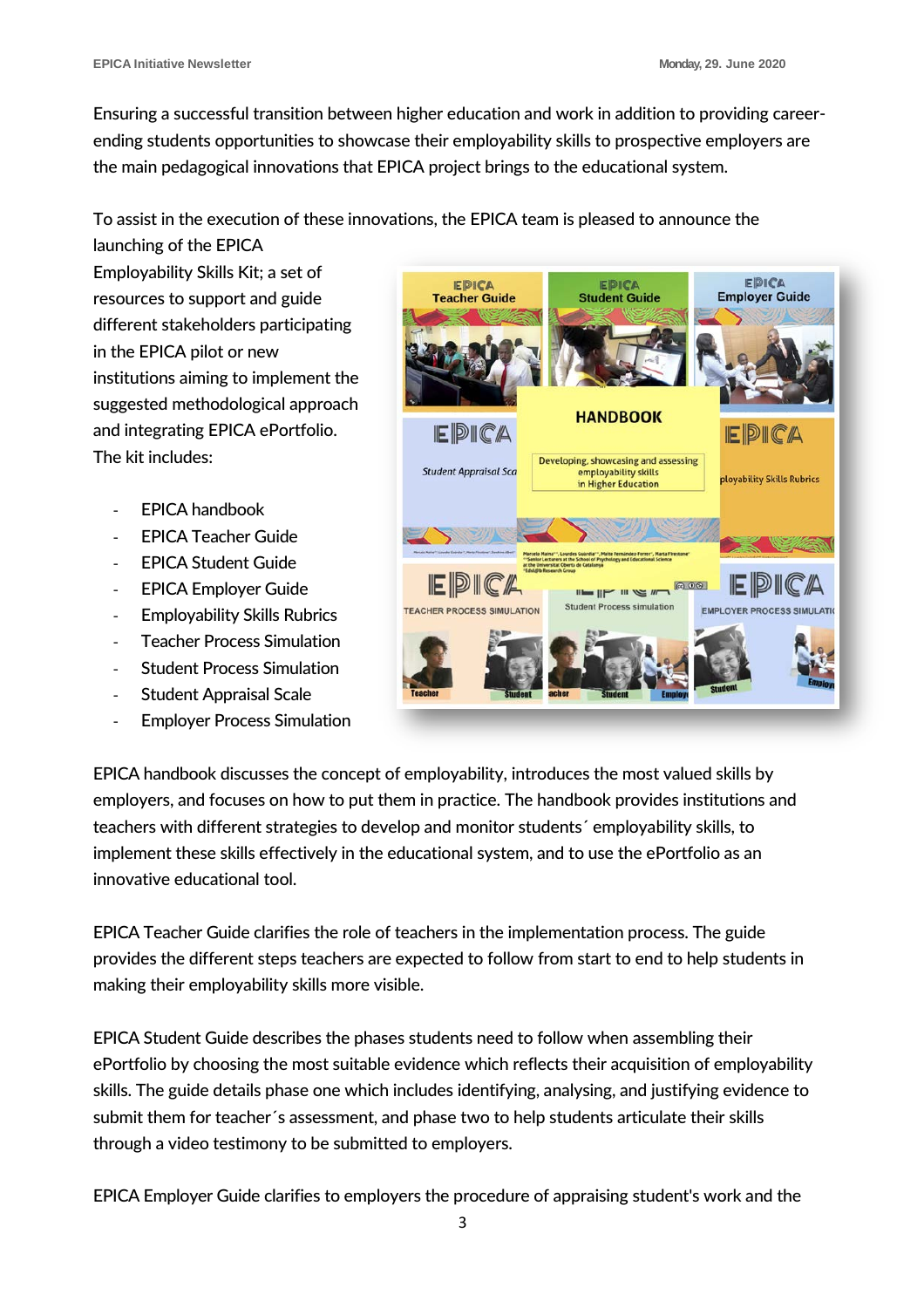Ensuring a successful transition between higher education and work in addition to providing career-ending students opportunities to showcase their employability skills to prospective employers are the main pedagogical innovations that EPICA project brings to the educational system.

To assist in the execution of these innovations, the EPICA team is pleased to announce the launching of the EPICA Employability Skills Kit; a set of resources to support and guide different stakeholders participating in the EPICA pilot or new institutions aiming to implement the suggested methodological approach and integrating EPICA ePortfolio. The kit includes:

- EPICA handbook
- EPICA Teacher Guide
- EPICA Student Guide
- EPICA Employer Guide
- Employability Skills Rubrics
- Teacher Process Simulation
- Student Process Simulation
- Student Appraisal Scale
- Employer Process Simulation

EPICA handbook discusses the concept of employability, introduces the most valued skills by employers, and focuses on how to put them in practice. The handbook provides institutions and teachers with different strategies to develop and monitor students´ employability skills, to implement these skills effectively in the educational system, and to use the ePortfolio as an innovative educational tool.

EPICA Teacher Guide clarifies the role of teachers in the implementation process. The guide provides the different steps teachers are expected to follow from start to end to help students in making their employability skills more visible.

EPICA Student Guide describes the phases students need to follow when assembling their ePortfolio by choosing the most suitable evidence which reflects their acquisition of employability skills. The guide details phase one which includes identifying, analysing, and justifying evidence to submit them for teacher´s assessment, and phase two to help students articulate their skills through a video testimony to be submitted to employers.

EPICA Employer Guide clarifies to employers the procedure of appraising student's work and the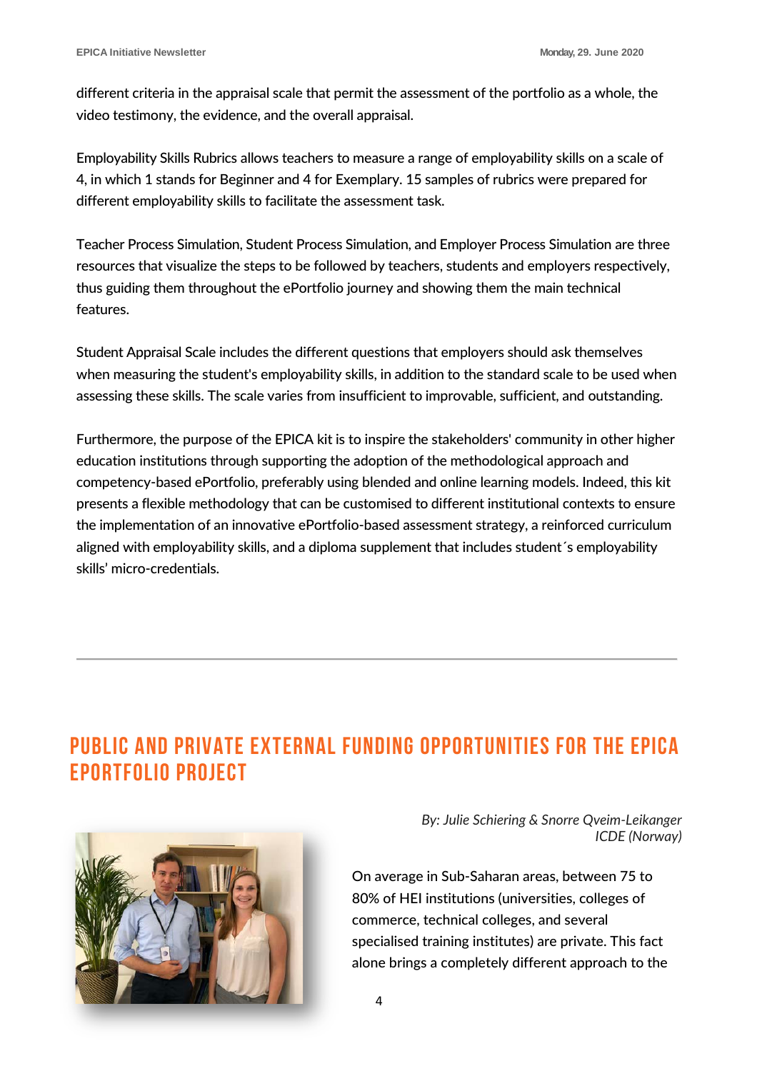different criteria in the appraisal scale that permit the assessment of the portfolio as a whole, the video testimony, the evidence, and the overall appraisal.

Employability Skills Rubrics allows teachers to measure a range of employability skills on a scale of 4, in which 1 stands for Beginner and 4 for Exemplary. 15 samples of rubrics were prepared for different employability skills to facilitate the assessment task.

Teacher Process Simulation, Student Process Simulation, and Employer Process Simulation are three resources that visualize the steps to be followed by teachers, students and employers respectively, thus guiding them throughout the ePortfolio journey and showing them the main technical features.

Student Appraisal Scale includes the different questions that employers should ask themselves when measuring the student's employability skills, in addition to the standard scale to be used when assessing these skills. The scale varies from insufficient to improvable, sufficient, and outstanding.

Furthermore, the purpose of the EPICA kit is to inspire the stakeholders' community in other higher education institutions through supporting the adoption of the methodological approach and competency-based ePortfolio, preferably using blended and online learning models. Indeed, this kit presents a flexible methodology that can be customised to different institutional contexts to ensure the implementation of an innovative ePortfolio-based assessment strategy, a reinforced curriculum aligned with employability skills, and a diploma supplement that includes student´s employability skills' micro-credentials.

---

## PUBLIC AND PRIVATE EXTERNAL FUNDING OPPORTUNITIES FOR THE EPICA EPORTFOLIO PROJECT

*By: Julie Schiering & Snorre Qveim-Leikanger*
*ICDE (Norway)*

On average in Sub-Saharan areas, between 75 to 80% of HEI institutions (universities, colleges of commerce, technical colleges, and several specialised training institutes) are private. This fact alone brings a completely different approach to the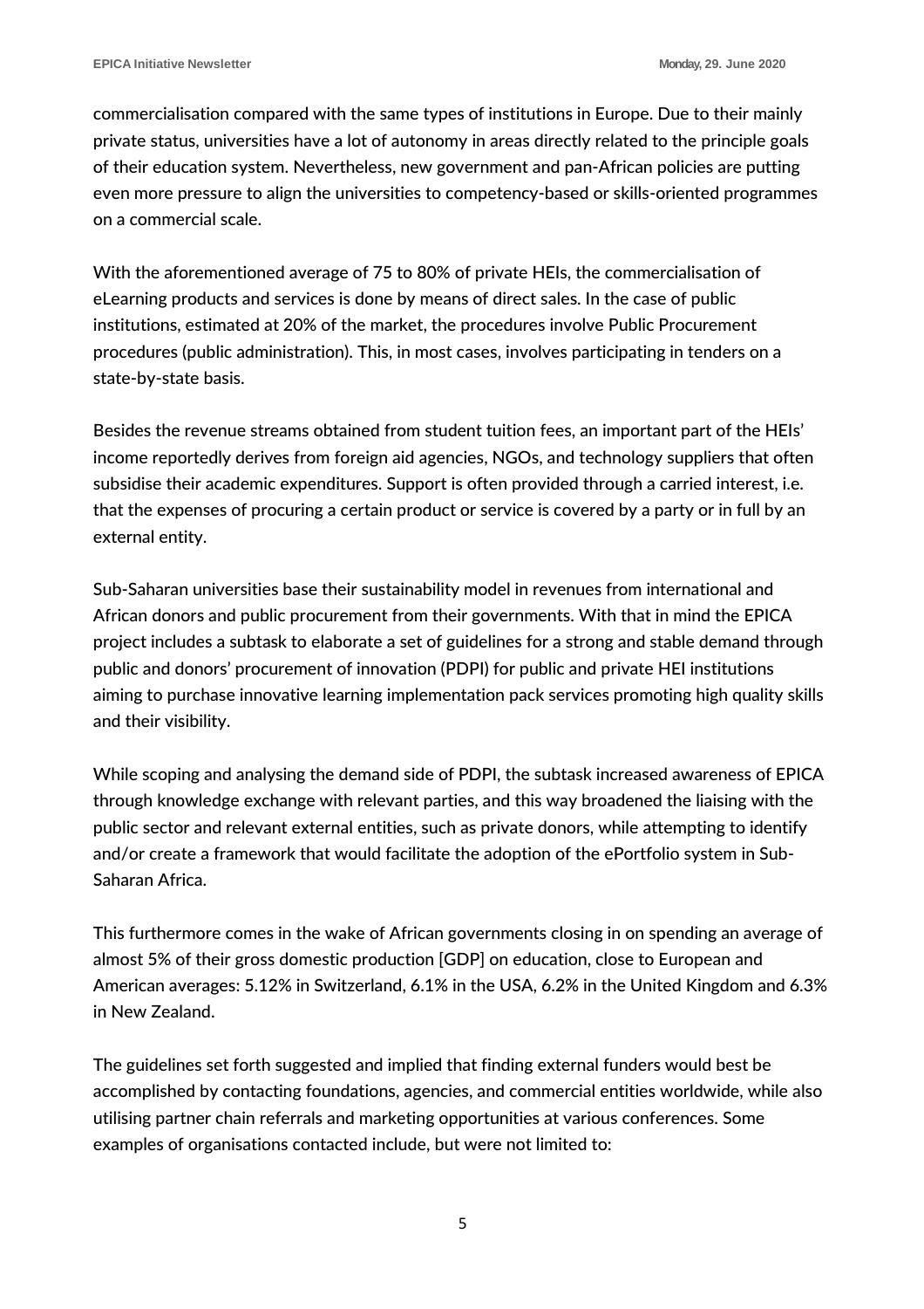commercialisation compared with the same types of institutions in Europe. Due to their mainly private status, universities have a lot of autonomy in areas directly related to the principle goals of their education system. Nevertheless, new government and pan-African policies are putting even more pressure to align the universities to competency-based or skills-oriented programmes on a commercial scale.

With the aforementioned average of 75 to 80% of private HEIs, the commercialisation of eLearning products and services is done by means of direct sales. In the case of public institutions, estimated at 20% of the market, the procedures involve Public Procurement procedures (public administration). This, in most cases, involves participating in tenders on a state-by-state basis.

Besides the revenue streams obtained from student tuition fees, an important part of the HEIs' income reportedly derives from foreign aid agencies, NGOs, and technology suppliers that often subsidise their academic expenditures. Support is often provided through a carried interest, i.e. that the expenses of procuring a certain product or service is covered by a party or in full by an external entity.

Sub-Saharan universities base their sustainability model in revenues from international and African donors and public procurement from their governments. With that in mind the EPICA project includes a subtask to elaborate a set of guidelines for a strong and stable demand through public and donors' procurement of innovation (PDPI) for public and private HEI institutions aiming to purchase innovative learning implementation pack services promoting high quality skills and their visibility.

While scoping and analysing the demand side of PDPI, the subtask increased awareness of EPICA through knowledge exchange with relevant parties, and this way broadened the liaising with the public sector and relevant external entities, such as private donors, while attempting to identify and/or create a framework that would facilitate the adoption of the ePortfolio system in Sub-Saharan Africa.

This furthermore comes in the wake of African governments closing in on spending an average of almost 5% of their gross domestic production [GDP] on education, close to European and American averages: 5.12% in Switzerland, 6.1% in the USA, 6.2% in the United Kingdom and 6.3% in New Zealand.

The guidelines set forth suggested and implied that finding external funders would best be accomplished by contacting foundations, agencies, and commercial entities worldwide, while also utilising partner chain referrals and marketing opportunities at various conferences. Some examples of organisations contacted include, but were not limited to: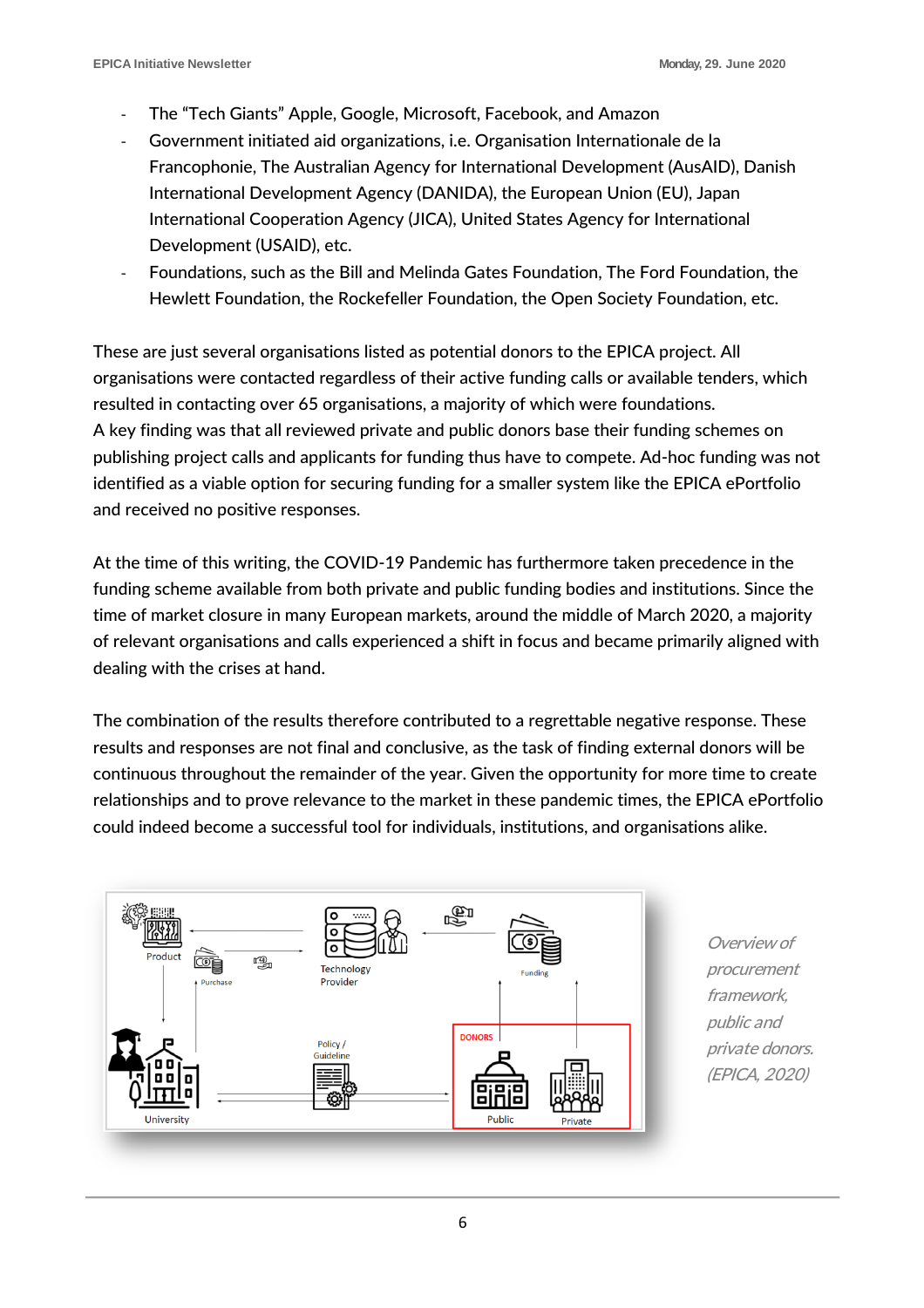- The "Tech Giants" Apple, Google, Microsoft, Facebook, and Amazon
- Government initiated aid organizations, i.e. Organisation Internationale de la Francophonie, The Australian Agency for International Development (AusAID), Danish International Development Agency (DANIDA), the European Union (EU), Japan International Cooperation Agency (JICA), United States Agency for International Development (USAID), etc.
- Foundations, such as the Bill and Melinda Gates Foundation, The Ford Foundation, the Hewlett Foundation, the Rockefeller Foundation, the Open Society Foundation, etc.

These are just several organisations listed as potential donors to the EPICA project. All organisations were contacted regardless of their active funding calls or available tenders, which resulted in contacting over 65 organisations, a majority of which were foundations.
A key finding was that all reviewed private and public donors base their funding schemes on publishing project calls and applicants for funding thus have to compete. Ad-hoc funding was not identified as a viable option for securing funding for a smaller system like the EPICA ePortfolio and received no positive responses.

At the time of this writing, the COVID-19 Pandemic has furthermore taken precedence in the funding scheme available from both private and public funding bodies and institutions. Since the time of market closure in many European markets, around the middle of March 2020, a majority of relevant organisations and calls experienced a shift in focus and became primarily aligned with dealing with the crises at hand.

The combination of the results therefore contributed to a regrettable negative response. These results and responses are not final and conclusive, as the task of finding external donors will be continuous throughout the remainder of the year. Given the opportunity for more time to create relationships and to prove relevance to the market in these pandemic times, the EPICA ePortfolio could indeed become a successful tool for individuals, institutions, and organisations alike.

*Overview of procurement framework, public and private donors. (EPICA, 2020)*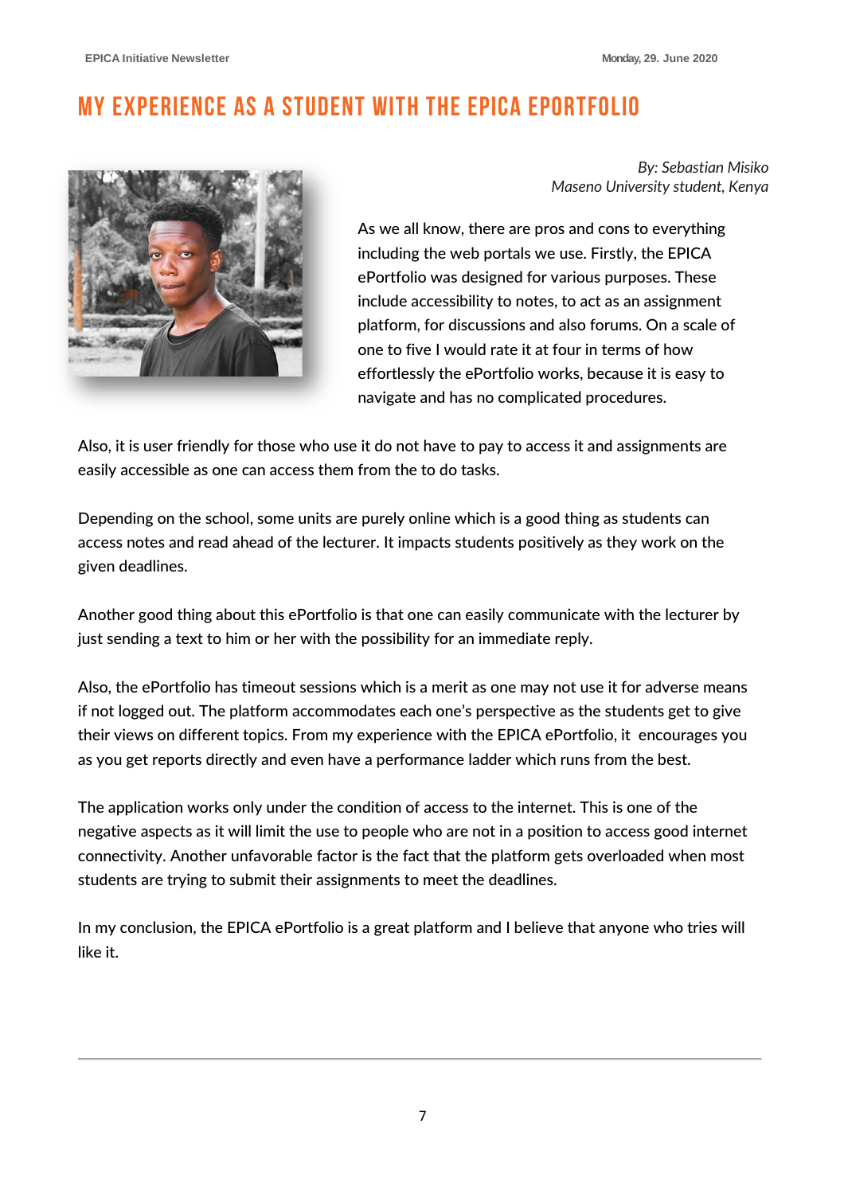# MY EXPERIENCE AS A STUDENT WITH THE EPICA EPORTFOLIO

*By: Sebastian Misiko*
*Maseno University student, Kenya*

As we all know, there are pros and cons to everything including the web portals we use. Firstly, the EPICA ePortfolio was designed for various purposes. These include accessibility to notes, to act as an assignment platform, for discussions and also forums. On a scale of one to five I would rate it at four in terms of how effortlessly the ePortfolio works, because it is easy to navigate and has no complicated procedures.

Also, it is user friendly for those who use it do not have to pay to access it and assignments are easily accessible as one can access them from the to do tasks.

Depending on the school, some units are purely online which is a good thing as students can access notes and read ahead of the lecturer. It impacts students positively as they work on the given deadlines.

Another good thing about this ePortfolio is that one can easily communicate with the lecturer by just sending a text to him or her with the possibility for an immediate reply.

Also, the ePortfolio has timeout sessions which is a merit as one may not use it for adverse means if not logged out. The platform accommodates each one's perspective as the students get to give their views on different topics. From my experience with the EPICA ePortfolio, it encourages you as you get reports directly and even have a performance ladder which runs from the best.

The application works only under the condition of access to the internet. This is one of the negative aspects as it will limit the use to people who are not in a position to access good internet connectivity. Another unfavorable factor is the fact that the platform gets overloaded when most students are trying to submit their assignments to meet the deadlines.

In my conclusion, the EPICA ePortfolio is a great platform and I believe that anyone who tries will like it.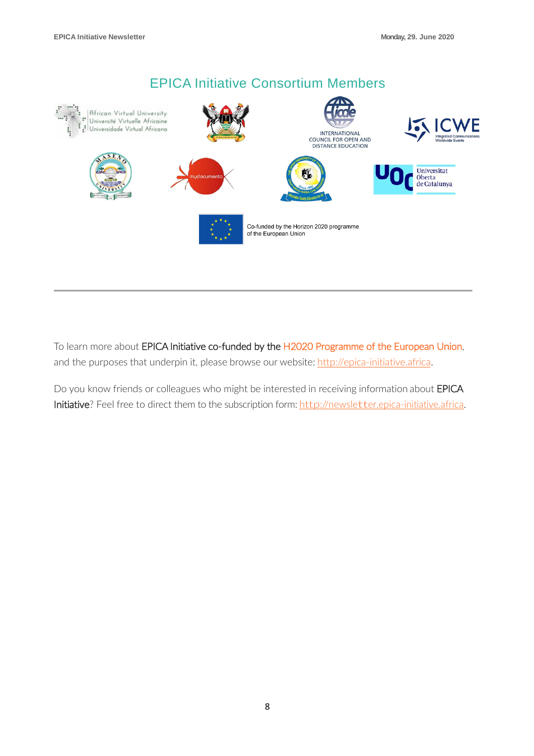## EPICA Initiative Consortium Members

African Virtual University
Université Virtuelle Africaine
Universidade Virtual Africana

INTERNATIONAL COUNCIL FOR OPEN AND DISTANCE EDUCATION

ICWE Integrated Communications Worldwide Events

mydocumenta

Universitat Oberta de Catalunya

Co-funded by the Horizon 2020 programme of the European Union

---

To learn more about EPICA Initiative co-funded by the H2020 Programme of the European Union, and the purposes that underpin it, please browse our website: http://epica-initiative.africa.

Do you know friends or colleagues who might be interested in receiving information about EPICA Initiative? Feel free to direct them to the subscription form: http://newsletter.epica-initiative.africa.